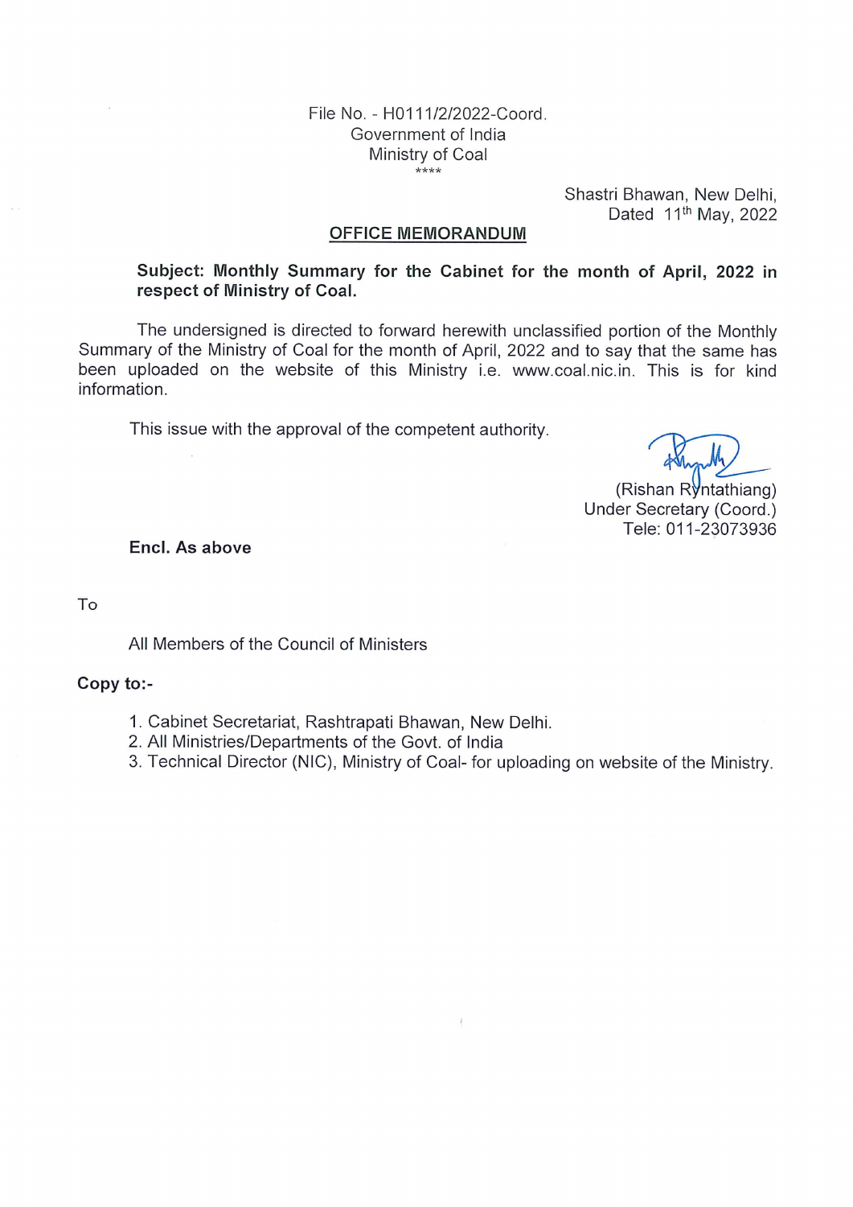File No. - H0111/2/2022-Coord.
Government of India
Ministry of Coal
****

Shastri Bhawan, New Delhi,
Dated 11th May, 2022

## OFFICE MEMORANDUM

**Subject: Monthly Summary for the Cabinet for the month of April, 2022 in respect of Ministry of Coal.**

The undersigned is directed to forward herewith unclassified portion of the Monthly Summary of the Ministry of Coal for the month of April, 2022 and to say that the same has been uploaded on the website of this Ministry i.e. www.coal.nic.in. This is for kind information.

This issue with the approval of the competent authority.

(Rishan Ryntathiang)
Under Secretary (Coord.)
Tele: 011-23073936

**Encl. As above**

To

All Members of the Council of Ministers

**Copy to:-**

1. Cabinet Secretariat, Rashtrapati Bhawan, New Delhi.
2. All Ministries/Departments of the Govt. of India
3. Technical Director (NIC), Ministry of Coal- for uploading on website of the Ministry.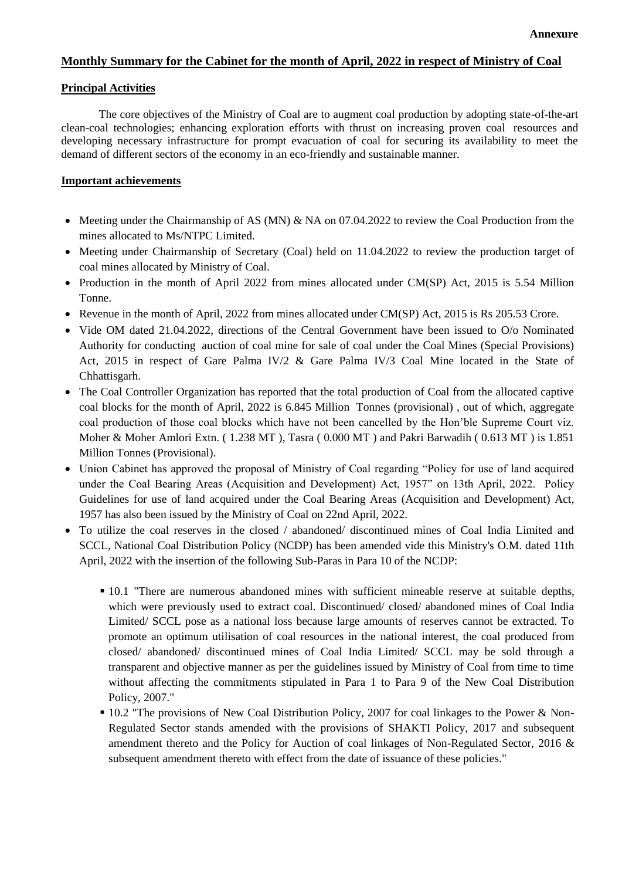**Annexure**

## Monthly Summary for the Cabinet for the month of April, 2022 in respect of Ministry of Coal

### Principal Activities

The core objectives of the Ministry of Coal are to augment coal production by adopting state-of-the-art clean-coal technologies; enhancing exploration efforts with thrust on increasing proven coal resources and developing necessary infrastructure for prompt evacuation of coal for securing its availability to meet the demand of different sectors of the economy in an eco-friendly and sustainable manner.

### Important achievements

- Meeting under the Chairmanship of AS (MN) & NA on 07.04.2022 to review the Coal Production from the mines allocated to Ms/NTPC Limited.
- Meeting under Chairmanship of Secretary (Coal) held on 11.04.2022 to review the production target of coal mines allocated by Ministry of Coal.
- Production in the month of April 2022 from mines allocated under CM(SP) Act, 2015 is 5.54 Million Tonne.
- Revenue in the month of April, 2022 from mines allocated under CM(SP) Act, 2015 is Rs 205.53 Crore.
- Vide OM dated 21.04.2022, directions of the Central Government have been issued to O/o Nominated Authority for conducting auction of coal mine for sale of coal under the Coal Mines (Special Provisions) Act, 2015 in respect of Gare Palma IV/2 & Gare Palma IV/3 Coal Mine located in the State of Chhattisgarh.
- The Coal Controller Organization has reported that the total production of Coal from the allocated captive coal blocks for the month of April, 2022 is 6.845 Million Tonnes (provisional) , out of which, aggregate coal production of those coal blocks which have not been cancelled by the Hon'ble Supreme Court viz. Moher & Moher Amlori Extn. ( 1.238 MT ), Tasra ( 0.000 MT ) and Pakri Barwadih ( 0.613 MT ) is 1.851 Million Tonnes (Provisional).
- Union Cabinet has approved the proposal of Ministry of Coal regarding "Policy for use of land acquired under the Coal Bearing Areas (Acquisition and Development) Act, 1957" on 13th April, 2022. Policy Guidelines for use of land acquired under the Coal Bearing Areas (Acquisition and Development) Act, 1957 has also been issued by the Ministry of Coal on 22nd April, 2022.
- To utilize the coal reserves in the closed / abandoned/ discontinued mines of Coal India Limited and SCCL, National Coal Distribution Policy (NCDP) has been amended vide this Ministry's O.M. dated 11th April, 2022 with the insertion of the following Sub-Paras in Para 10 of the NCDP:
  - 10.1 "There are numerous abandoned mines with sufficient mineable reserve at suitable depths, which were previously used to extract coal. Discontinued/ closed/ abandoned mines of Coal India Limited/ SCCL pose as a national loss because large amounts of reserves cannot be extracted. To promote an optimum utilisation of coal resources in the national interest, the coal produced from closed/ abandoned/ discontinued mines of Coal India Limited/ SCCL may be sold through a transparent and objective manner as per the guidelines issued by Ministry of Coal from time to time without affecting the commitments stipulated in Para 1 to Para 9 of the New Coal Distribution Policy, 2007."
  - 10.2 "The provisions of New Coal Distribution Policy, 2007 for coal linkages to the Power & Non-Regulated Sector stands amended with the provisions of SHAKTI Policy, 2017 and subsequent amendment thereto and the Policy for Auction of coal linkages of Non-Regulated Sector, 2016 & subsequent amendment thereto with effect from the date of issuance of these policies."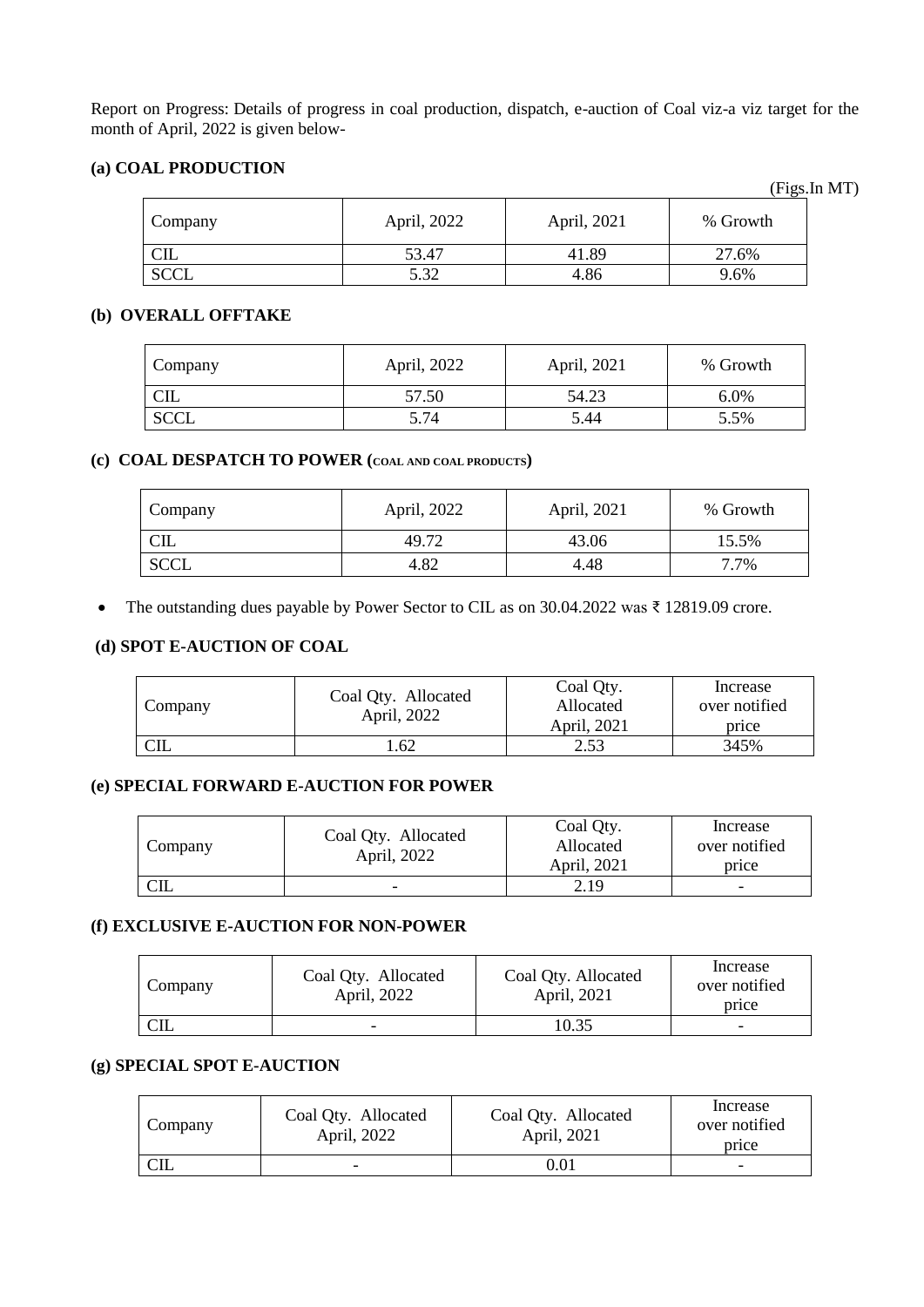Report on Progress: Details of progress in coal production, dispatch, e-auction of Coal viz-a viz target for the month of April, 2022 is given below-

### (a) COAL PRODUCTION

(Figs.In MT)

| Company | April, 2022 | April, 2021 | % Growth |
|---|---|---|---|
| CIL | 53.47 | 41.89 | 27.6% |
| SCCL | 5.32 | 4.86 | 9.6% |

### (b) OVERALL OFFTAKE

| Company | April, 2022 | April, 2021 | % Growth |
|---|---|---|---|
| CIL | 57.50 | 54.23 | 6.0% |
| SCCL | 5.74 | 5.44 | 5.5% |

### (c) COAL DESPATCH TO POWER (COAL AND COAL PRODUCTS)

| Company | April, 2022 | April, 2021 | % Growth |
|---|---|---|---|
| CIL | 49.72 | 43.06 | 15.5% |
| SCCL | 4.82 | 4.48 | 7.7% |

- The outstanding dues payable by Power Sector to CIL as on 30.04.2022 was ₹ 12819.09 crore.

### (d) SPOT E-AUCTION OF COAL

| Company | Coal Qty. Allocated April, 2022 | Coal Qty. Allocated April, 2021 | Increase over notified price |
|---|---|---|---|
| CIL | 1.62 | 2.53 | 345% |

### (e) SPECIAL FORWARD E-AUCTION FOR POWER

| Company | Coal Qty. Allocated April, 2022 | Coal Qty. Allocated April, 2021 | Increase over notified price |
|---|---|---|---|
| CIL | - | 2.19 | - |

### (f) EXCLUSIVE E-AUCTION FOR NON-POWER

| Company | Coal Qty. Allocated April, 2022 | Coal Qty. Allocated April, 2021 | Increase over notified price |
|---|---|---|---|
| CIL | - | 10.35 | - |

### (g) SPECIAL SPOT E-AUCTION

| Company | Coal Qty. Allocated April, 2022 | Coal Qty. Allocated April, 2021 | Increase over notified price |
|---|---|---|---|
| CIL | - | 0.01 | - |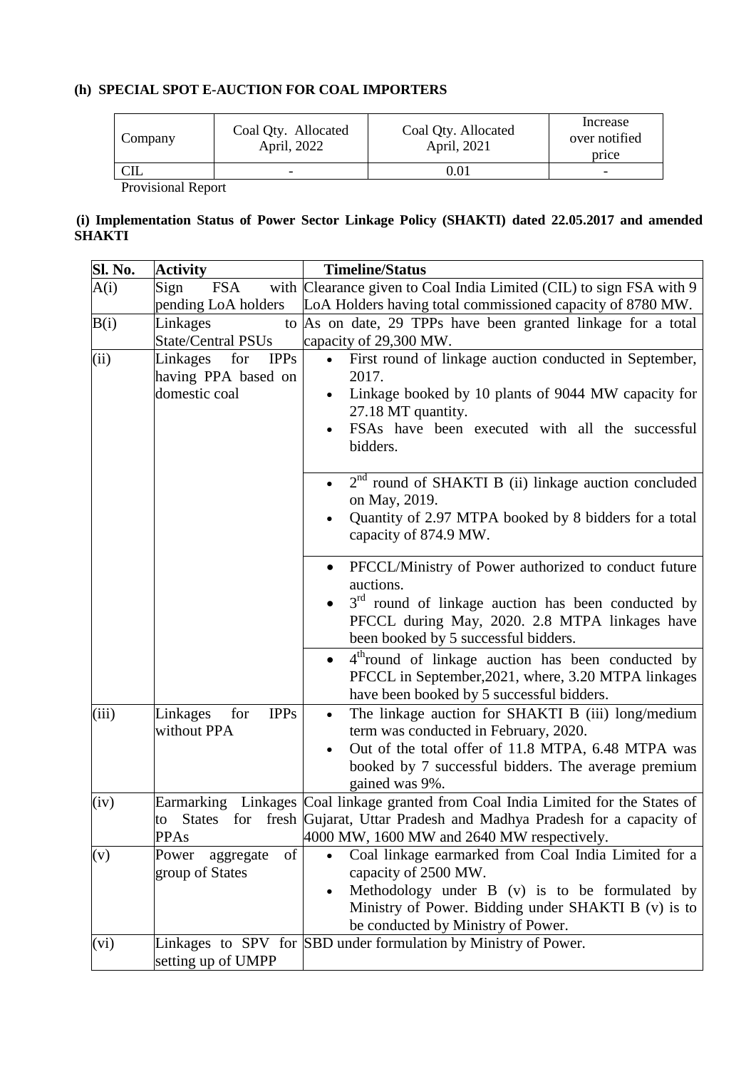### (h) SPECIAL SPOT E-AUCTION FOR COAL IMPORTERS

| Company | Coal Qty. Allocated April, 2022 | Coal Qty. Allocated April, 2021 | Increase over notified price |
|---|---|---|---|
| CIL | - | 0.01 | - |

Provisional Report

### (i) Implementation Status of Power Sector Linkage Policy (SHAKTI) dated 22.05.2017 and amended SHAKTI

| Sl. No. | Activity | Timeline/Status |
|---|---|---|
| A(i) | Sign FSA with pending LoA holders | Clearance given to Coal India Limited (CIL) to sign FSA with 9 LoA Holders having total commissioned capacity of 8780 MW. |
| B(i) | Linkages to State/Central PSUs | As on date, 29 TPPs have been granted linkage for a total capacity of 29,300 MW. |
| (ii) | Linkages for IPPs having PPA based on domestic coal | • First round of linkage auction conducted in September, 2017.<br>• Linkage booked by 10 plants of 9044 MW capacity for 27.18 MT quantity.<br>• FSAs have been executed with all the successful bidders. |
| | | • 2nd round of SHAKTI B (ii) linkage auction concluded on May, 2019.<br>• Quantity of 2.97 MTPA booked by 8 bidders for a total capacity of 874.9 MW. |
| | | • PFCCL/Ministry of Power authorized to conduct future auctions.<br>• 3rd round of linkage auction has been conducted by PFCCL during May, 2020. 2.8 MTPA linkages have been booked by 5 successful bidders. |
| | | • 4th round of linkage auction has been conducted by PFCCL in September,2021, where, 3.20 MTPA linkages have been booked by 5 successful bidders. |
| (iii) | Linkages for IPPs without PPA | • The linkage auction for SHAKTI B (iii) long/medium term was conducted in February, 2020.<br>• Out of the total offer of 11.8 MTPA, 6.48 MTPA was booked by 7 successful bidders. The average premium gained was 9%. |
| (iv) | Earmarking Linkages to States for fresh PPAs | Coal linkage granted from Coal India Limited for the States of Gujarat, Uttar Pradesh and Madhya Pradesh for a capacity of 4000 MW, 1600 MW and 2640 MW respectively. |
| (v) | Power aggregate of group of States | • Coal linkage earmarked from Coal India Limited for a capacity of 2500 MW.<br>• Methodology under B (v) is to be formulated by Ministry of Power. Bidding under SHAKTI B (v) is to be conducted by Ministry of Power. |
| (vi) | Linkages to SPV for setting up of UMPP | SBD under formulation by Ministry of Power. |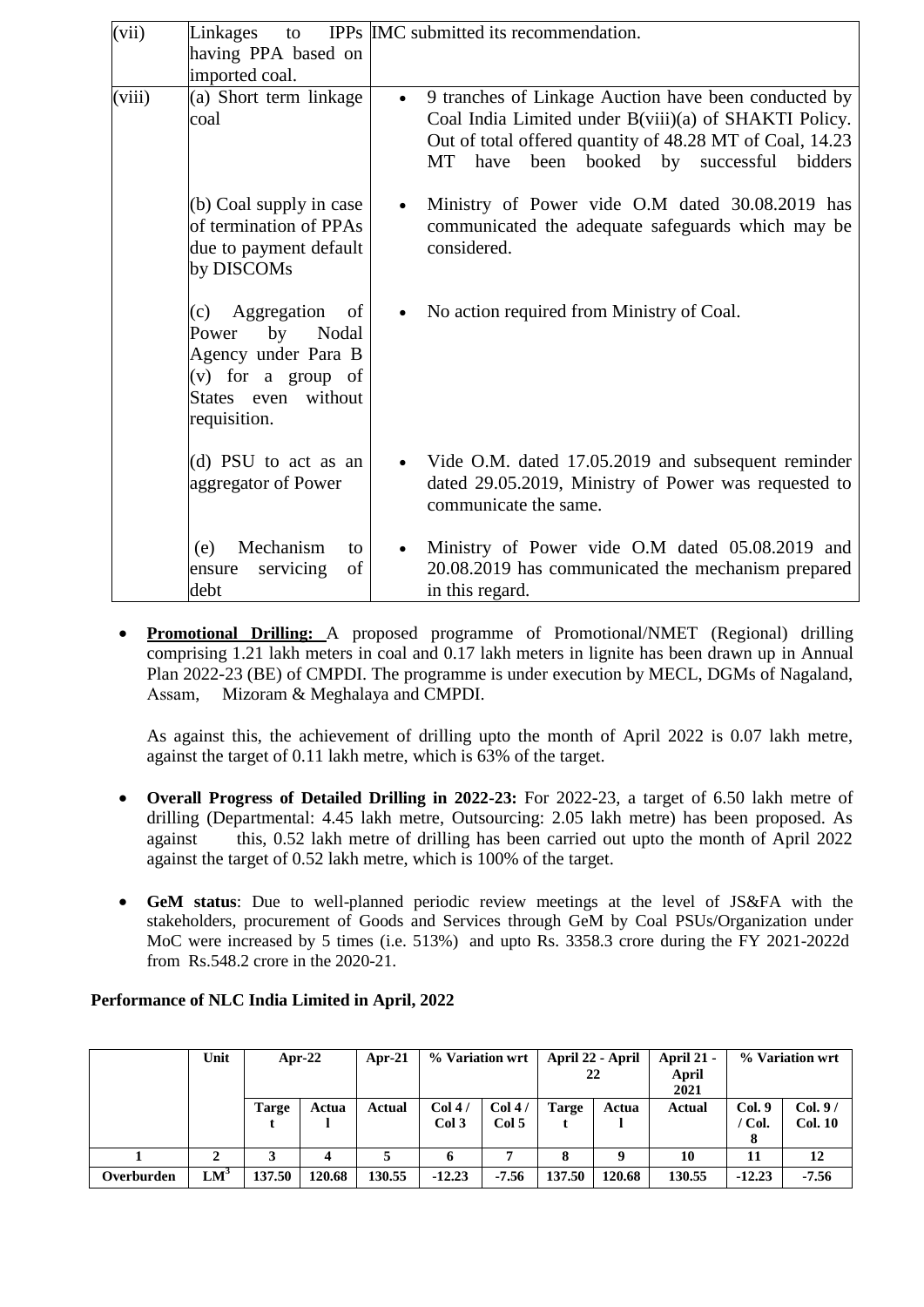| (vii) | Linkages to IPPs having PPA based on imported coal. | IMC submitted its recommendation. |
|---|---|---|
| (viii) | (a) Short term linkage coal | • 9 tranches of Linkage Auction have been conducted by Coal India Limited under B(viii)(a) of SHAKTI Policy. Out of total offered quantity of 48.28 MT of Coal, 14.23 MT have been booked by successful bidders |
| | (b) Coal supply in case of termination of PPAs due to payment default by DISCOMs | • Ministry of Power vide O.M dated 30.08.2019 has communicated the adequate safeguards which may be considered. |
| | (c) Aggregation of Power by Nodal Agency under Para B (v) for a group of States even without requisition. | • No action required from Ministry of Coal. |
| | (d) PSU to act as an aggregator of Power | • Vide O.M. dated 17.05.2019 and subsequent reminder dated 29.05.2019, Ministry of Power was requested to communicate the same. |
| | (e) Mechanism to ensure servicing of debt | • Ministry of Power vide O.M dated 05.08.2019 and 20.08.2019 has communicated the mechanism prepared in this regard. |

- **Promotional Drilling:** A proposed programme of Promotional/NMET (Regional) drilling comprising 1.21 lakh meters in coal and 0.17 lakh meters in lignite has been drawn up in Annual Plan 2022-23 (BE) of CMPDI. The programme is under execution by MECL, DGMs of Nagaland, Assam, Mizoram & Meghalaya and CMPDI.

  As against this, the achievement of drilling upto the month of April 2022 is 0.07 lakh metre, against the target of 0.11 lakh metre, which is 63% of the target.

- **Overall Progress of Detailed Drilling in 2022-23:** For 2022-23, a target of 6.50 lakh metre of drilling (Departmental: 4.45 lakh metre, Outsourcing: 2.05 lakh metre) has been proposed. As against this, 0.52 lakh metre of drilling has been carried out upto the month of April 2022 against the target of 0.52 lakh metre, which is 100% of the target.

- **GeM status**: Due to well-planned periodic review meetings at the level of JS&FA with the stakeholders, procurement of Goods and Services through GeM by Coal PSUs/Organization under MoC were increased by 5 times (i.e. 513%) and upto Rs. 3358.3 crore during the FY 2021-2022d from Rs.548.2 crore in the 2020-21.

**Performance of NLC India Limited in April, 2022**

| | Unit | Apr-22 | | Apr-21 | % Variation wrt | | April 22 - April 22 | | April 21 - April 2021 | % Variation wrt | |
|---|---|---|---|---|---|---|---|---|---|---|---|
| | | Target | Actual | Actual | Col 4 / Col 3 | Col 4 / Col 5 | Target | Actual | Actual | Col. 9 / Col. 8 | Col. 9 / Col. 10 |
| 1 | 2 | 3 | 4 | 5 | 6 | 7 | 8 | 9 | 10 | 11 | 12 |
| Overburden | $LM^3$ | 137.50 | 120.68 | 130.55 | -12.23 | -7.56 | 137.50 | 120.68 | 130.55 | -12.23 | -7.56 |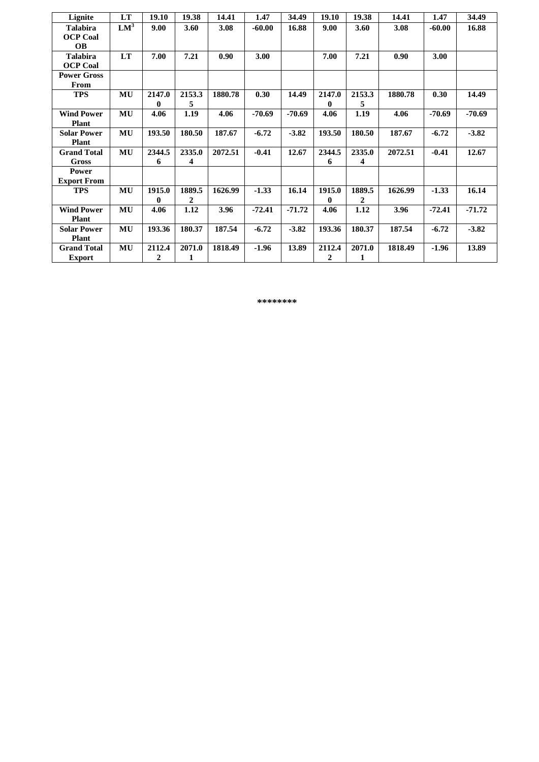| | | | | | | | | | | | |
|---|---|---|---|---|---|---|---|---|---|---|---|
| **Lignite** | **LT** | **19.10** | **19.38** | **14.41** | **1.47** | **34.49** | **19.10** | **19.38** | **14.41** | **1.47** | **34.49** |
| **Talabira OCP Coal OB** | **$LM^3$** | **9.00** | **3.60** | **3.08** | **-60.00** | **16.88** | **9.00** | **3.60** | **3.08** | **-60.00** | **16.88** |
| **Talabira OCP Coal** | **LT** | **7.00** | **7.21** | **0.90** | **3.00** | | **7.00** | **7.21** | **0.90** | **3.00** | |
| **Power Gross From** | | | | | | | | | | | |
| **TPS** | **MU** | **2147.00** | **2153.35** | **1880.78** | **0.30** | **14.49** | **2147.00** | **2153.35** | **1880.78** | **0.30** | **14.49** |
| **Wind Power Plant** | **MU** | **4.06** | **1.19** | **4.06** | **-70.69** | **-70.69** | **4.06** | **1.19** | **4.06** | **-70.69** | **-70.69** |
| **Solar Power Plant** | **MU** | **193.50** | **180.50** | **187.67** | **-6.72** | **-3.82** | **193.50** | **180.50** | **187.67** | **-6.72** | **-3.82** |
| **Grand Total Gross** | **MU** | **2344.56** | **2335.04** | **2072.51** | **-0.41** | **12.67** | **2344.56** | **2335.04** | **2072.51** | **-0.41** | **12.67** |
| **Power Export From** | | | | | | | | | | | |
| **TPS** | **MU** | **1915.00** | **1889.52** | **1626.99** | **-1.33** | **16.14** | **1915.00** | **1889.52** | **1626.99** | **-1.33** | **16.14** |
| **Wind Power Plant** | **MU** | **4.06** | **1.12** | **3.96** | **-72.41** | **-71.72** | **4.06** | **1.12** | **3.96** | **-72.41** | **-71.72** |
| **Solar Power Plant** | **MU** | **193.36** | **180.37** | **187.54** | **-6.72** | **-3.82** | **193.36** | **180.37** | **187.54** | **-6.72** | **-3.82** |
| **Grand Total Export** | **MU** | **2112.42** | **2071.01** | **1818.49** | **-1.96** | **13.89** | **2112.42** | **2071.01** | **1818.49** | **-1.96** | **13.89** |

**********